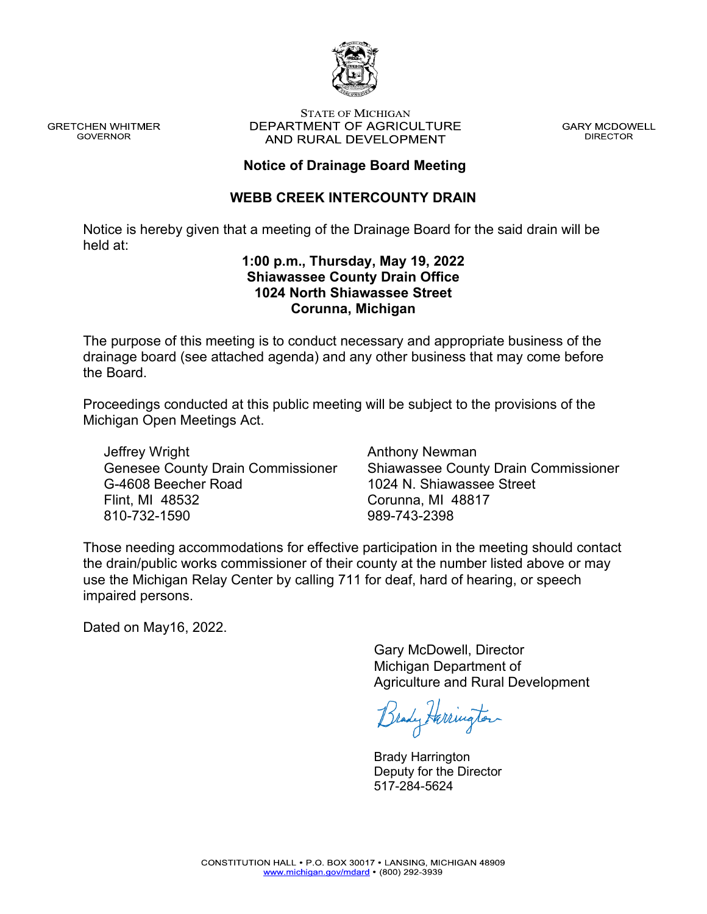GRETCHEN WHITMER
GOVERNOR

STATE OF MICHIGAN
DEPARTMENT OF AGRICULTURE
AND RURAL DEVELOPMENT

GARY MCDOWELL
DIRECTOR

## Notice of Drainage Board Meeting

## WEBB CREEK INTERCOUNTY DRAIN

Notice is hereby given that a meeting of the Drainage Board for the said drain will be held at:

**1:00 p.m., Thursday, May 19, 2022**
**Shiawassee County Drain Office**
**1024 North Shiawassee Street**
**Corunna, Michigan**

The purpose of this meeting is to conduct necessary and appropriate business of the drainage board (see attached agenda) and any other business that may come before the Board.

Proceedings conducted at this public meeting will be subject to the provisions of the Michigan Open Meetings Act.

Jeffrey Wright
Genesee County Drain Commissioner
G-4608 Beecher Road
Flint, MI 48532
810-732-1590

Anthony Newman
Shiawassee County Drain Commissioner
1024 N. Shiawassee Street
Corunna, MI 48817
989-743-2398

Those needing accommodations for effective participation in the meeting should contact the drain/public works commissioner of their county at the number listed above or may use the Michigan Relay Center by calling 711 for deaf, hard of hearing, or speech impaired persons.

Dated on May16, 2022.

Gary McDowell, Director
Michigan Department of
Agriculture and Rural Development

Brady Harrington
Deputy for the Director
517-284-5624

CONSTITUTION HALL • P.O. BOX 30017 • LANSING, MICHIGAN 48909
www.michigan.gov/mdard • (800) 292-3939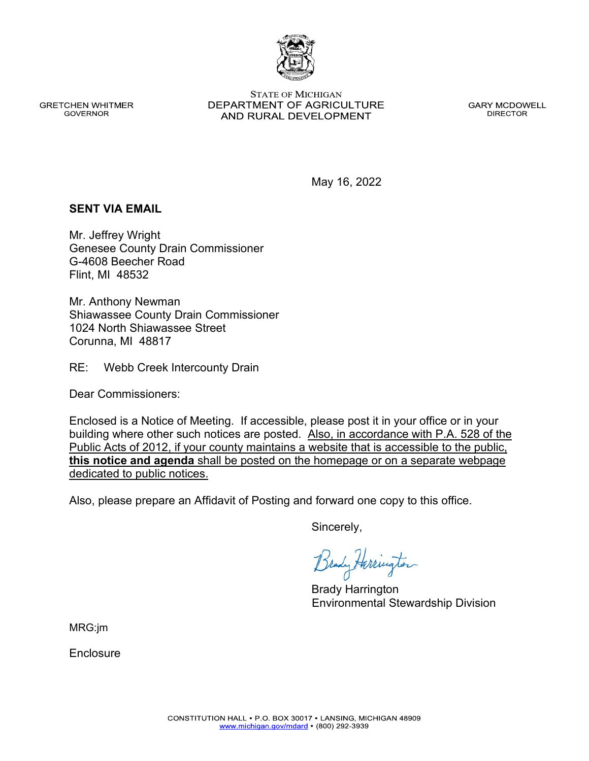GRETCHEN WHITMER
GOVERNOR

STATE OF MICHIGAN
DEPARTMENT OF AGRICULTURE
AND RURAL DEVELOPMENT

GARY MCDOWELL
DIRECTOR

May 16, 2022

**SENT VIA EMAIL**

Mr. Jeffrey Wright
Genesee County Drain Commissioner
G-4608 Beecher Road
Flint, MI 48532

Mr. Anthony Newman
Shiawassee County Drain Commissioner
1024 North Shiawassee Street
Corunna, MI 48817

RE: Webb Creek Intercounty Drain

Dear Commissioners:

Enclosed is a Notice of Meeting. If accessible, please post it in your office or in your building where other such notices are posted. <u>Also, in accordance with P.A. 528 of the Public Acts of 2012, if your county maintains a website that is accessible to the public, **this notice and agenda** shall be posted on the homepage or on a separate webpage dedicated to public notices.</u>

Also, please prepare an Affidavit of Posting and forward one copy to this office.

Sincerely,

Brady Harrington
Environmental Stewardship Division

MRG:jm

Enclosure

CONSTITUTION HALL • P.O. BOX 30017 • LANSING, MICHIGAN 48909
www.michigan.gov/mdard • (800) 292-3939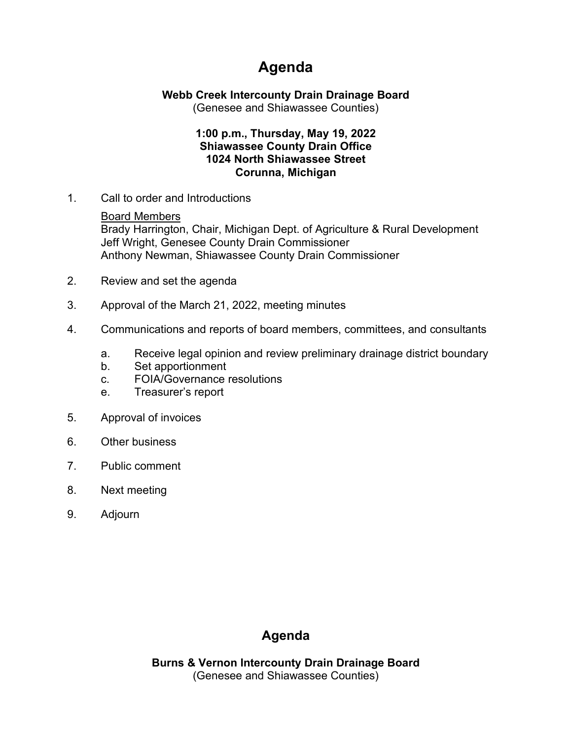# Agenda

**Webb Creek Intercounty Drain Drainage Board**
(Genesee and Shiawassee Counties)

**1:00 p.m., Thursday, May 19, 2022**
**Shiawassee County Drain Office**
**1024 North Shiawassee Street**
**Corunna, Michigan**

1. Call to order and Introductions

   Board Members
   Brady Harrington, Chair, Michigan Dept. of Agriculture & Rural Development
   Jeff Wright, Genesee County Drain Commissioner
   Anthony Newman, Shiawassee County Drain Commissioner

2. Review and set the agenda

3. Approval of the March 21, 2022, meeting minutes

4. Communications and reports of board members, committees, and consultants

   a. Receive legal opinion and review preliminary drainage district boundary
   b. Set apportionment
   c. FOIA/Governance resolutions
   e. Treasurer's report

5. Approval of invoices

6. Other business

7. Public comment

8. Next meeting

9. Adjourn

# Agenda

**Burns & Vernon Intercounty Drain Drainage Board**
(Genesee and Shiawassee Counties)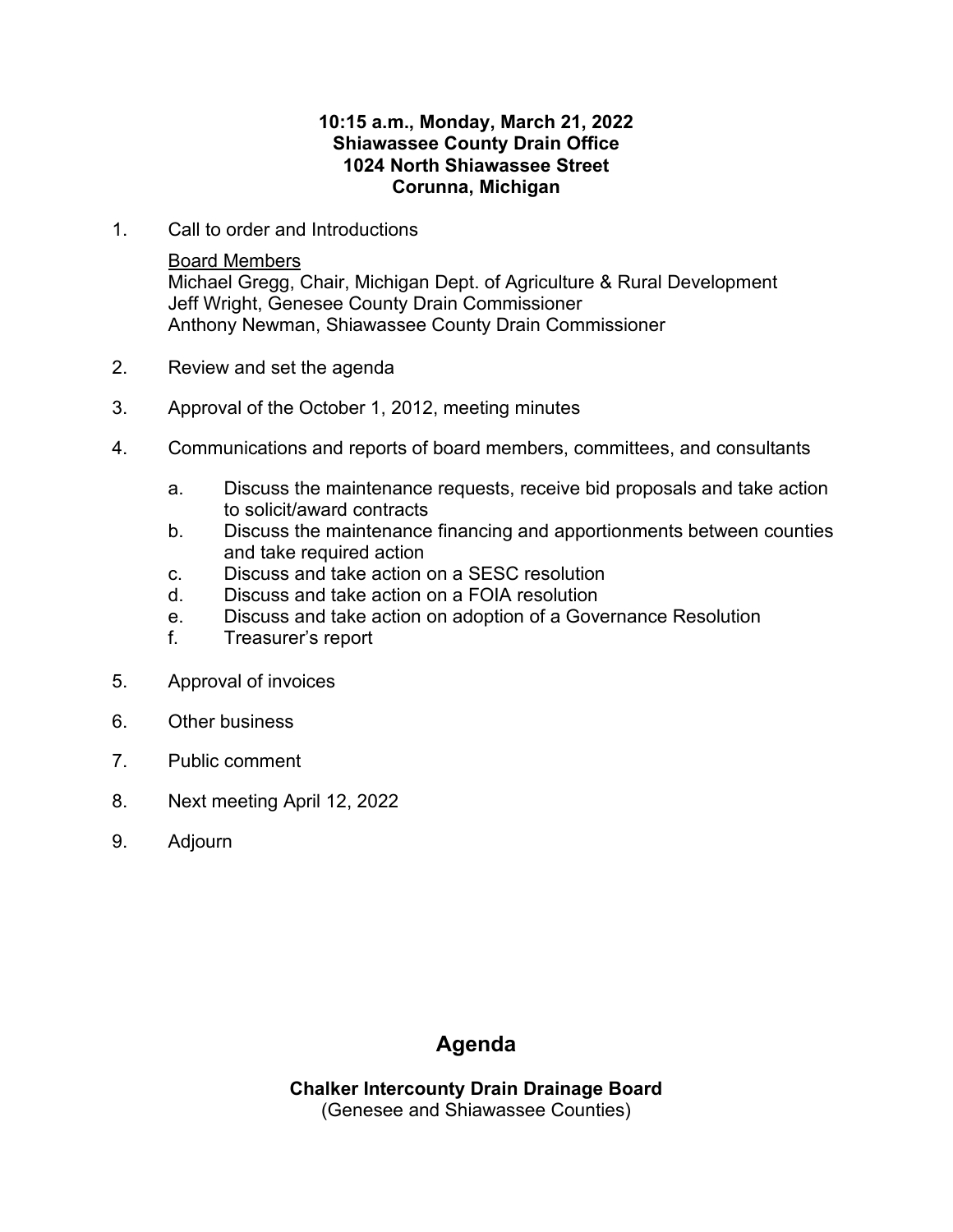**10:15 a.m., Monday, March 21, 2022**
**Shiawassee County Drain Office**
**1024 North Shiawassee Street**
**Corunna, Michigan**

1. Call to order and Introductions

   Board Members
   Michael Gregg, Chair, Michigan Dept. of Agriculture & Rural Development
   Jeff Wright, Genesee County Drain Commissioner
   Anthony Newman, Shiawassee County Drain Commissioner

2. Review and set the agenda

3. Approval of the October 1, 2012, meeting minutes

4. Communications and reports of board members, committees, and consultants

   a. Discuss the maintenance requests, receive bid proposals and take action to solicit/award contracts
   b. Discuss the maintenance financing and apportionments between counties and take required action
   c. Discuss and take action on a SESC resolution
   d. Discuss and take action on a FOIA resolution
   e. Discuss and take action on adoption of a Governance Resolution
   f. Treasurer's report

5. Approval of invoices

6. Other business

7. Public comment

8. Next meeting April 12, 2022

9. Adjourn

## Agenda

**Chalker Intercounty Drain Drainage Board**
(Genesee and Shiawassee Counties)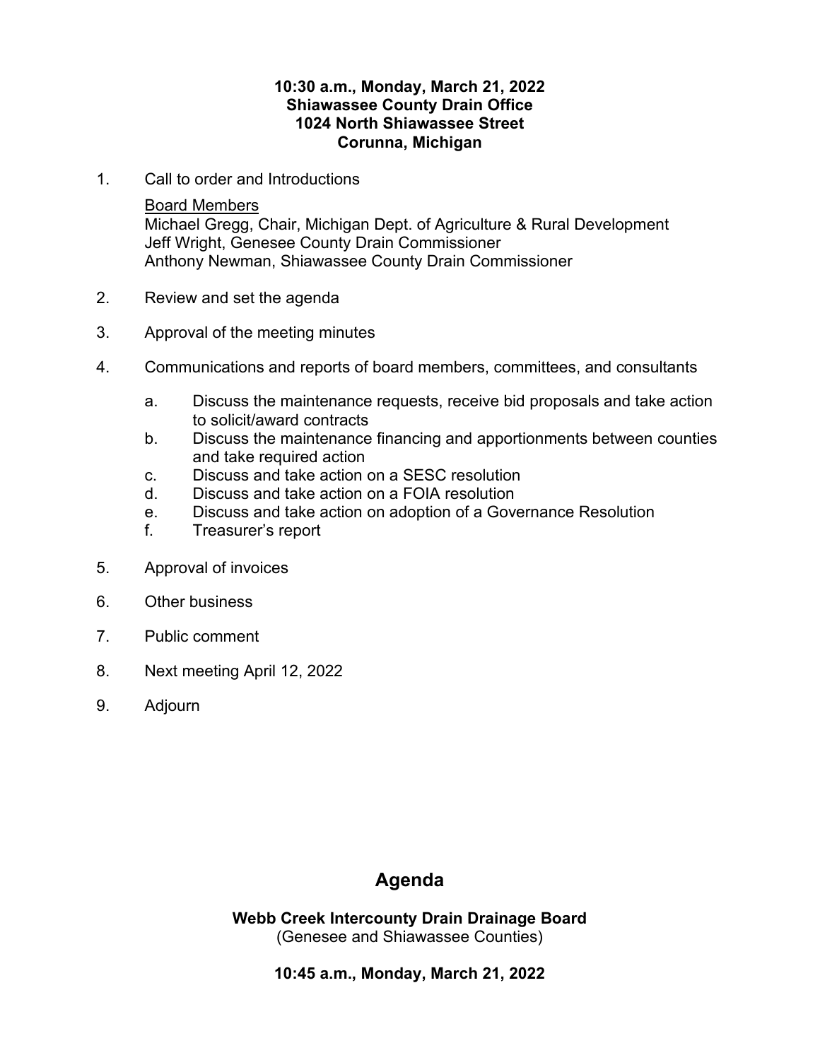**10:30 a.m., Monday, March 21, 2022**
**Shiawassee County Drain Office**
**1024 North Shiawassee Street**
**Corunna, Michigan**

1. Call to order and Introductions

   Board Members
   Michael Gregg, Chair, Michigan Dept. of Agriculture & Rural Development
   Jeff Wright, Genesee County Drain Commissioner
   Anthony Newman, Shiawassee County Drain Commissioner

2. Review and set the agenda

3. Approval of the meeting minutes

4. Communications and reports of board members, committees, and consultants

   a. Discuss the maintenance requests, receive bid proposals and take action to solicit/award contracts
   b. Discuss the maintenance financing and apportionments between counties and take required action
   c. Discuss and take action on a SESC resolution
   d. Discuss and take action on a FOIA resolution
   e. Discuss and take action on adoption of a Governance Resolution
   f. Treasurer's report

5. Approval of invoices

6. Other business

7. Public comment

8. Next meeting April 12, 2022

9. Adjourn

## Agenda

**Webb Creek Intercounty Drain Drainage Board**
(Genesee and Shiawassee Counties)

**10:45 a.m., Monday, March 21, 2022**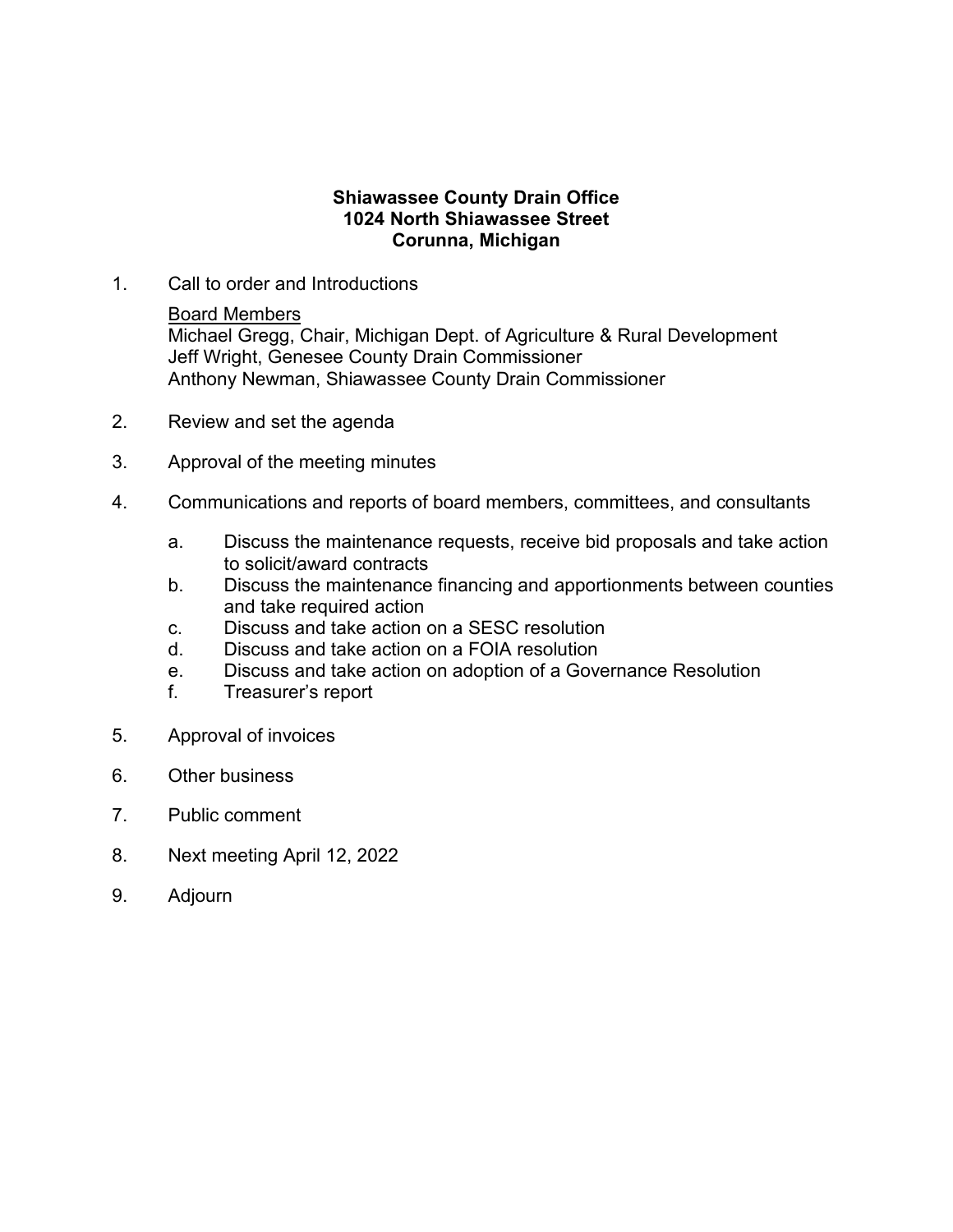**Shiawassee County Drain Office**
**1024 North Shiawassee Street**
**Corunna, Michigan**

1. Call to order and Introductions

   Board Members
   Michael Gregg, Chair, Michigan Dept. of Agriculture & Rural Development
   Jeff Wright, Genesee County Drain Commissioner
   Anthony Newman, Shiawassee County Drain Commissioner

2. Review and set the agenda

3. Approval of the meeting minutes

4. Communications and reports of board members, committees, and consultants

   a. Discuss the maintenance requests, receive bid proposals and take action to solicit/award contracts
   b. Discuss the maintenance financing and apportionments between counties and take required action
   c. Discuss and take action on a SESC resolution
   d. Discuss and take action on a FOIA resolution
   e. Discuss and take action on adoption of a Governance Resolution
   f. Treasurer's report

5. Approval of invoices

6. Other business

7. Public comment

8. Next meeting April 12, 2022

9. Adjourn